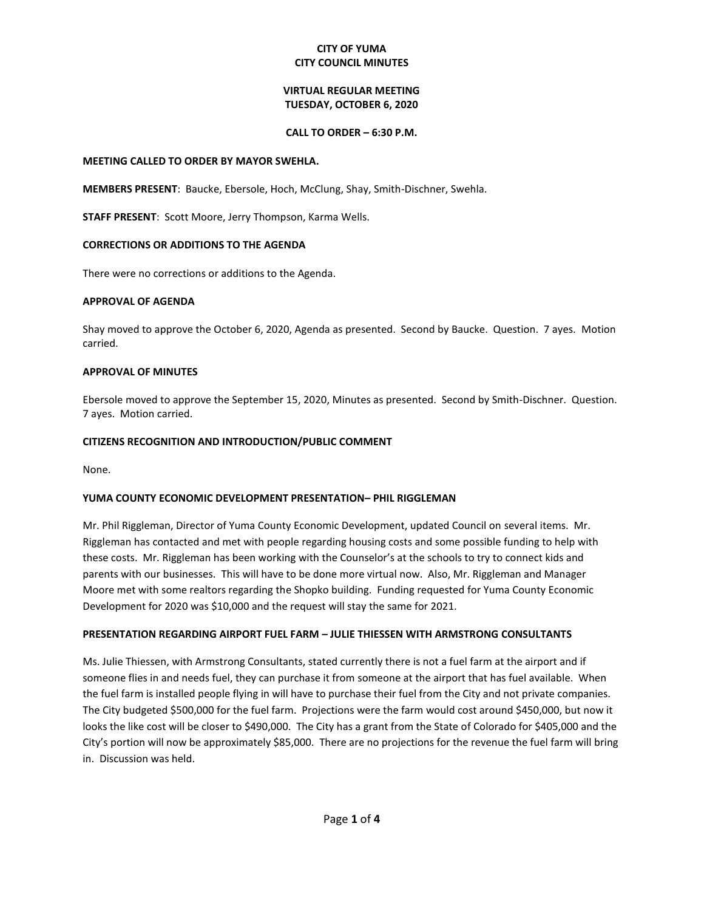# CITY OF YUMA
# CITY COUNCIL MINUTES

## VIRTUAL REGULAR MEETING
## TUESDAY, OCTOBER 6, 2020

### CALL TO ORDER – 6:30 P.M.

**MEETING CALLED TO ORDER BY MAYOR SWEHLA.**

**MEMBERS PRESENT**: Baucke, Ebersole, Hoch, McClung, Shay, Smith-Dischner, Swehla.

**STAFF PRESENT**: Scott Moore, Jerry Thompson, Karma Wells.

**CORRECTIONS OR ADDITIONS TO THE AGENDA**

There were no corrections or additions to the Agenda.

**APPROVAL OF AGENDA**

Shay moved to approve the October 6, 2020, Agenda as presented. Second by Baucke. Question. 7 ayes. Motion carried.

**APPROVAL OF MINUTES**

Ebersole moved to approve the September 15, 2020, Minutes as presented. Second by Smith-Dischner. Question. 7 ayes. Motion carried.

**CITIZENS RECOGNITION AND INTRODUCTION/PUBLIC COMMENT**

None.

**YUMA COUNTY ECONOMIC DEVELOPMENT PRESENTATION– PHIL RIGGLEMAN**

Mr. Phil Riggleman, Director of Yuma County Economic Development, updated Council on several items. Mr. Riggleman has contacted and met with people regarding housing costs and some possible funding to help with these costs. Mr. Riggleman has been working with the Counselor's at the schools to try to connect kids and parents with our businesses. This will have to be done more virtual now. Also, Mr. Riggleman and Manager Moore met with some realtors regarding the Shopko building. Funding requested for Yuma County Economic Development for 2020 was $10,000 and the request will stay the same for 2021.

**PRESENTATION REGARDING AIRPORT FUEL FARM – JULIE THIESSEN WITH ARMSTRONG CONSULTANTS**

Ms. Julie Thiessen, with Armstrong Consultants, stated currently there is not a fuel farm at the airport and if someone flies in and needs fuel, they can purchase it from someone at the airport that has fuel available. When the fuel farm is installed people flying in will have to purchase their fuel from the City and not private companies. The City budgeted $500,000 for the fuel farm. Projections were the farm would cost around $450,000, but now it looks the like cost will be closer to $490,000. The City has a grant from the State of Colorado for $405,000 and the City's portion will now be approximately $85,000. There are no projections for the revenue the fuel farm will bring in. Discussion was held.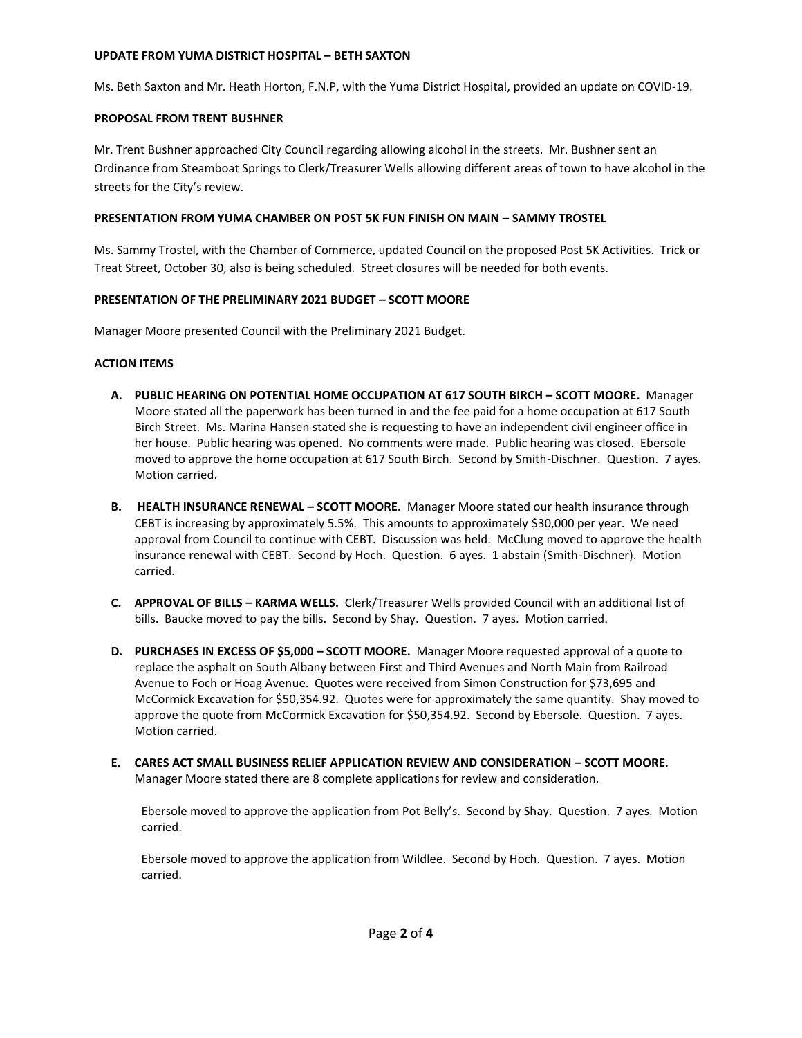**UPDATE FROM YUMA DISTRICT HOSPITAL – BETH SAXTON**

Ms. Beth Saxton and Mr. Heath Horton, F.N.P, with the Yuma District Hospital, provided an update on COVID-19.

**PROPOSAL FROM TRENT BUSHNER**

Mr. Trent Bushner approached City Council regarding allowing alcohol in the streets. Mr. Bushner sent an Ordinance from Steamboat Springs to Clerk/Treasurer Wells allowing different areas of town to have alcohol in the streets for the City's review.

**PRESENTATION FROM YUMA CHAMBER ON POST 5K FUN FINISH ON MAIN – SAMMY TROSTEL**

Ms. Sammy Trostel, with the Chamber of Commerce, updated Council on the proposed Post 5K Activities. Trick or Treat Street, October 30, also is being scheduled. Street closures will be needed for both events.

**PRESENTATION OF THE PRELIMINARY 2021 BUDGET – SCOTT MOORE**

Manager Moore presented Council with the Preliminary 2021 Budget.

**ACTION ITEMS**

**A. PUBLIC HEARING ON POTENTIAL HOME OCCUPATION AT 617 SOUTH BIRCH – SCOTT MOORE.** Manager Moore stated all the paperwork has been turned in and the fee paid for a home occupation at 617 South Birch Street. Ms. Marina Hansen stated she is requesting to have an independent civil engineer office in her house. Public hearing was opened. No comments were made. Public hearing was closed. Ebersole moved to approve the home occupation at 617 South Birch. Second by Smith-Dischner. Question. 7 ayes. Motion carried.

**B. HEALTH INSURANCE RENEWAL – SCOTT MOORE.** Manager Moore stated our health insurance through CEBT is increasing by approximately 5.5%. This amounts to approximately $30,000 per year. We need approval from Council to continue with CEBT. Discussion was held. McClung moved to approve the health insurance renewal with CEBT. Second by Hoch. Question. 6 ayes. 1 abstain (Smith-Dischner). Motion carried.

**C. APPROVAL OF BILLS – KARMA WELLS.** Clerk/Treasurer Wells provided Council with an additional list of bills. Baucke moved to pay the bills. Second by Shay. Question. 7 ayes. Motion carried.

**D. PURCHASES IN EXCESS OF $5,000 – SCOTT MOORE.** Manager Moore requested approval of a quote to replace the asphalt on South Albany between First and Third Avenues and North Main from Railroad Avenue to Foch or Hoag Avenue. Quotes were received from Simon Construction for $73,695 and McCormick Excavation for $50,354.92. Quotes were for approximately the same quantity. Shay moved to approve the quote from McCormick Excavation for $50,354.92. Second by Ebersole. Question. 7 ayes. Motion carried.

**E. CARES ACT SMALL BUSINESS RELIEF APPLICATION REVIEW AND CONSIDERATION – SCOTT MOORE.** Manager Moore stated there are 8 complete applications for review and consideration.

Ebersole moved to approve the application from Pot Belly's. Second by Shay. Question. 7 ayes. Motion carried.

Ebersole moved to approve the application from Wildlee. Second by Hoch. Question. 7 ayes. Motion carried.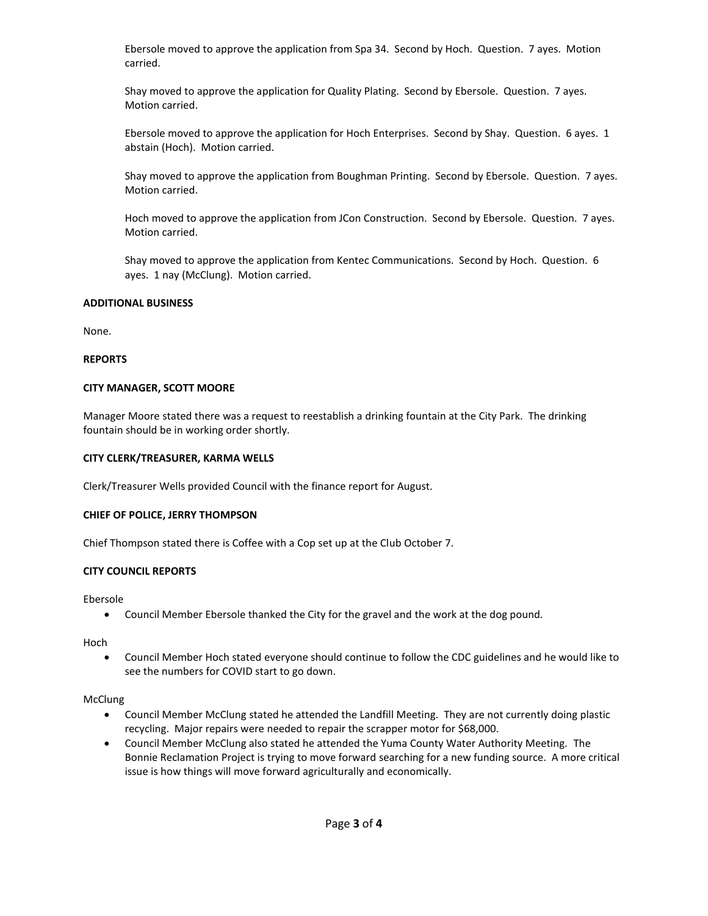Ebersole moved to approve the application from Spa 34. Second by Hoch. Question. 7 ayes. Motion carried.

Shay moved to approve the application for Quality Plating. Second by Ebersole. Question. 7 ayes. Motion carried.

Ebersole moved to approve the application for Hoch Enterprises. Second by Shay. Question. 6 ayes. 1 abstain (Hoch). Motion carried.

Shay moved to approve the application from Boughman Printing. Second by Ebersole. Question. 7 ayes. Motion carried.

Hoch moved to approve the application from JCon Construction. Second by Ebersole. Question. 7 ayes. Motion carried.

Shay moved to approve the application from Kentec Communications. Second by Hoch. Question. 6 ayes. 1 nay (McClung). Motion carried.

**ADDITIONAL BUSINESS**

None.

**REPORTS**

**CITY MANAGER, SCOTT MOORE**

Manager Moore stated there was a request to reestablish a drinking fountain at the City Park. The drinking fountain should be in working order shortly.

**CITY CLERK/TREASURER, KARMA WELLS**

Clerk/Treasurer Wells provided Council with the finance report for August.

**CHIEF OF POLICE, JERRY THOMPSON**

Chief Thompson stated there is Coffee with a Cop set up at the Club October 7.

**CITY COUNCIL REPORTS**

Ebersole

- Council Member Ebersole thanked the City for the gravel and the work at the dog pound.

Hoch

- Council Member Hoch stated everyone should continue to follow the CDC guidelines and he would like to see the numbers for COVID start to go down.

McClung

- Council Member McClung stated he attended the Landfill Meeting. They are not currently doing plastic recycling. Major repairs were needed to repair the scrapper motor for $68,000.
- Council Member McClung also stated he attended the Yuma County Water Authority Meeting. The Bonnie Reclamation Project is trying to move forward searching for a new funding source. A more critical issue is how things will move forward agriculturally and economically.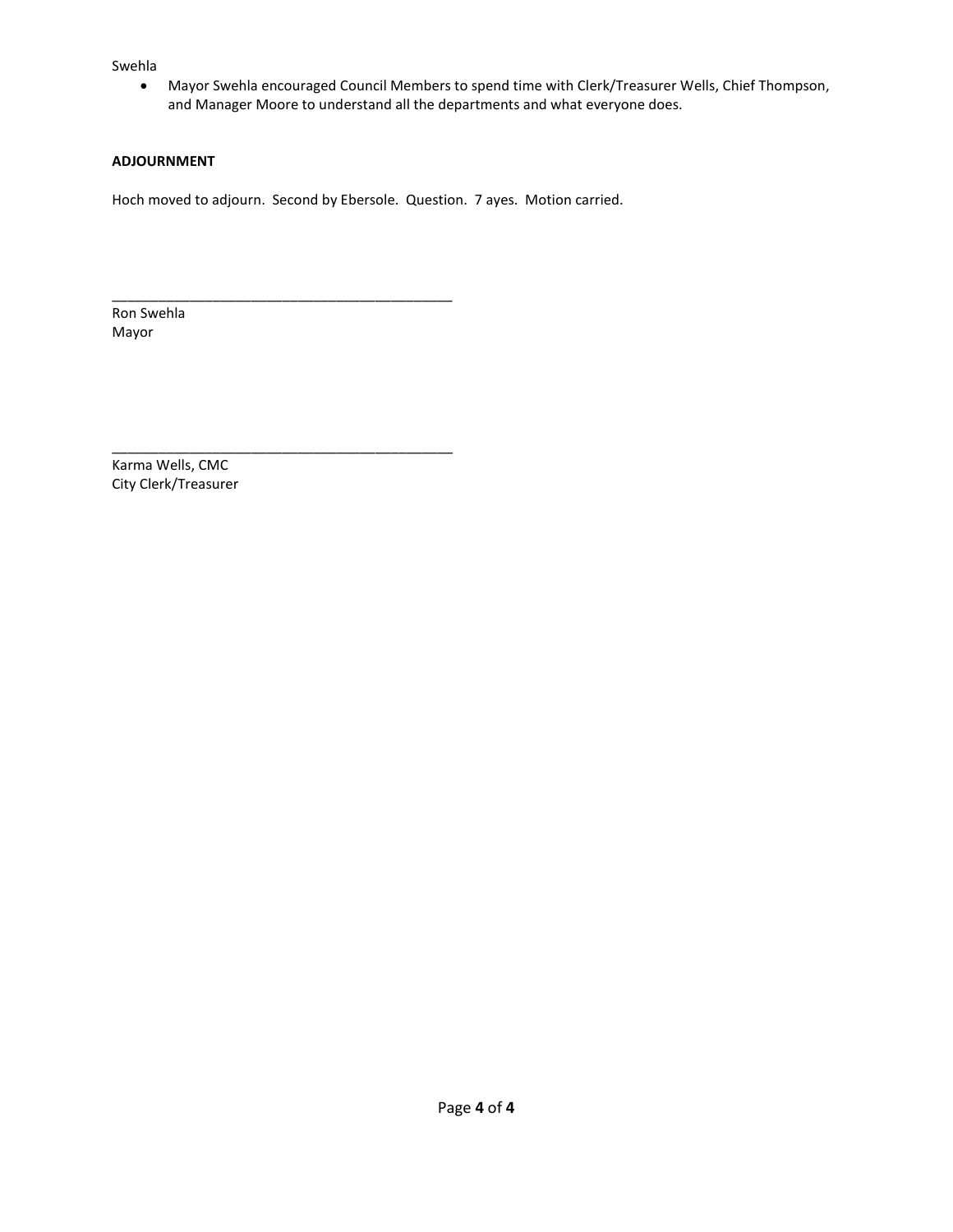Swehla

- Mayor Swehla encouraged Council Members to spend time with Clerk/Treasurer Wells, Chief Thompson, and Manager Moore to understand all the departments and what everyone does.

**ADJOURNMENT**

Hoch moved to adjourn. Second by Ebersole. Question. 7 ayes. Motion carried.

_____________________________________________

Ron Swehla
Mayor

_____________________________________________

Karma Wells, CMC
City Clerk/Treasurer